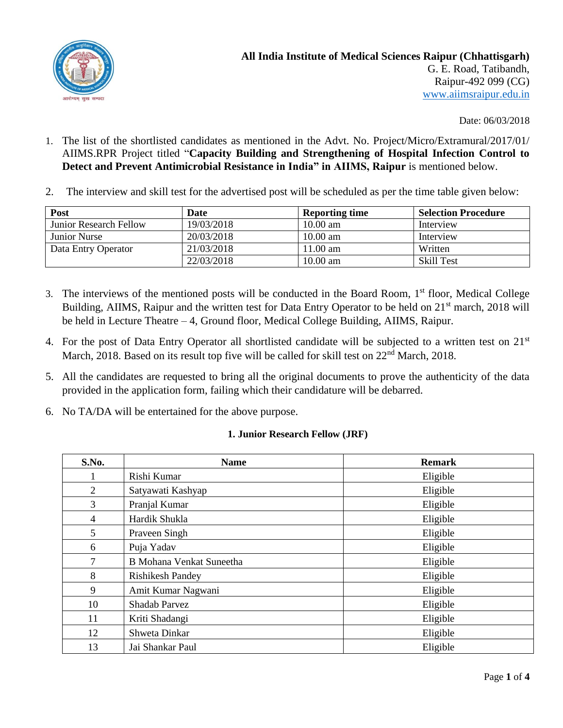**All India Institute of Medical Sciences Raipur (Chhattisgarh)**
G. E. Road, Tatibandh,
Raipur-492 099 (CG)
www.aiimsraipur.edu.in

Date: 06/03/2018

1. The list of the shortlisted candidates as mentioned in the Advt. No. Project/Micro/Extramural/2017/01/ AIIMS.RPR Project titled "**Capacity Building and Strengthening of Hospital Infection Control to Detect and Prevent Antimicrobial Resistance in India" in AIIMS, Raipur** is mentioned below.

2. The interview and skill test for the advertised post will be scheduled as per the time table given below:

| Post | Date | Reporting time | Selection Procedure |
|---|---|---|---|
| Junior Research Fellow | 19/03/2018 | 10.00 am | Interview |
| Junior Nurse | 20/03/2018 | 10.00 am | Interview |
| Data Entry Operator | 21/03/2018 | 11.00 am | Written |
| | 22/03/2018 | 10.00 am | Skill Test |

3. The interviews of the mentioned posts will be conducted in the Board Room, 1st floor, Medical College Building, AIIMS, Raipur and the written test for Data Entry Operator to be held on 21st march, 2018 will be held in Lecture Theatre – 4, Ground floor, Medical College Building, AIIMS, Raipur.

4. For the post of Data Entry Operator all shortlisted candidate will be subjected to a written test on 21st March, 2018. Based on its result top five will be called for skill test on 22nd March, 2018.

5. All the candidates are requested to bring all the original documents to prove the authenticity of the data provided in the application form, failing which their candidature will be debarred.

6. No TA/DA will be entertained for the above purpose.

**1. Junior Research Fellow (JRF)**

| S.No. | Name | Remark |
|---|---|---|
| 1 | Rishi Kumar | Eligible |
| 2 | Satyawati Kashyap | Eligible |
| 3 | Pranjal Kumar | Eligible |
| 4 | Hardik Shukla | Eligible |
| 5 | Praveen Singh | Eligible |
| 6 | Puja Yadav | Eligible |
| 7 | B Mohana Venkat Suneetha | Eligible |
| 8 | Rishikesh Pandey | Eligible |
| 9 | Amit Kumar Nagwani | Eligible |
| 10 | Shadab Parvez | Eligible |
| 11 | Kriti Shadangi | Eligible |
| 12 | Shweta Dinkar | Eligible |
| 13 | Jai Shankar Paul | Eligible |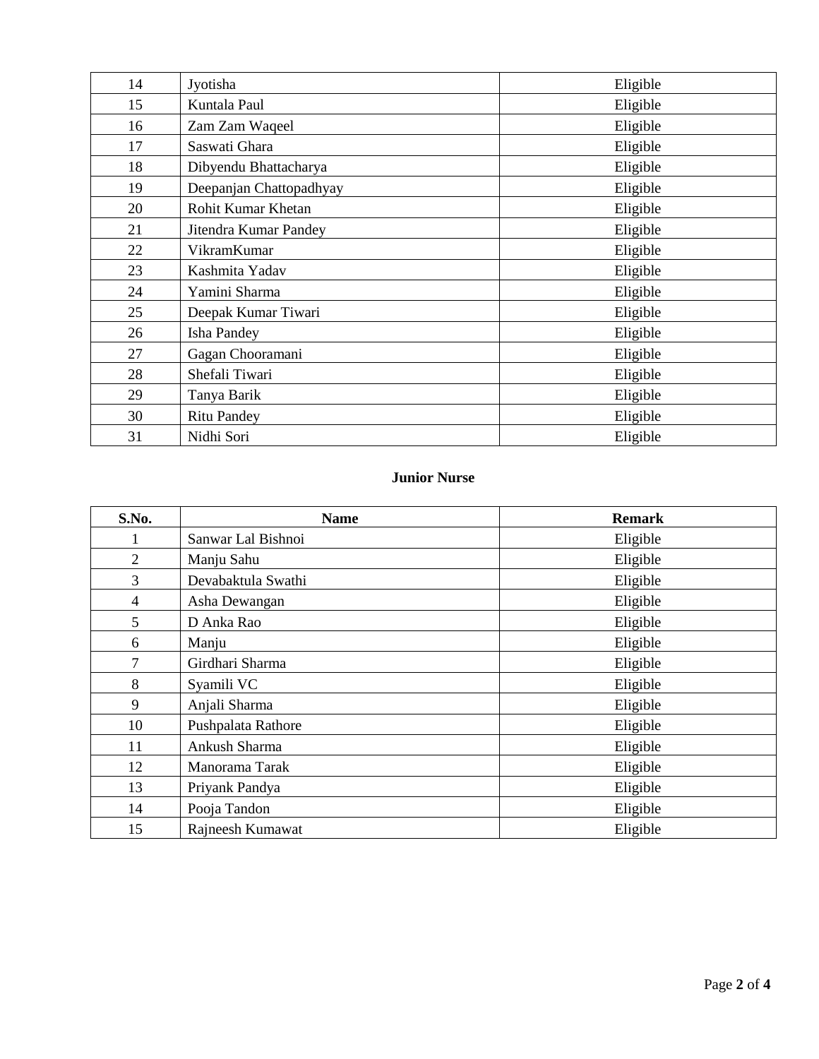| | | |
|---|---|---|
| 14 | Jyotisha | Eligible |
| 15 | Kuntala Paul | Eligible |
| 16 | Zam Zam Waqeel | Eligible |
| 17 | Saswati Ghara | Eligible |
| 18 | Dibyendu Bhattacharya | Eligible |
| 19 | Deepanjan Chattopadhyay | Eligible |
| 20 | Rohit Kumar Khetan | Eligible |
| 21 | Jitendra Kumar Pandey | Eligible |
| 22 | VikramKumar | Eligible |
| 23 | Kashmita Yadav | Eligible |
| 24 | Yamini Sharma | Eligible |
| 25 | Deepak Kumar Tiwari | Eligible |
| 26 | Isha Pandey | Eligible |
| 27 | Gagan Chooramani | Eligible |
| 28 | Shefali Tiwari | Eligible |
| 29 | Tanya Barik | Eligible |
| 30 | Ritu Pandey | Eligible |
| 31 | Nidhi Sori | Eligible |

**Junior Nurse**

| S.No. | Name | Remark |
|---|---|---|
| 1 | Sanwar Lal Bishnoi | Eligible |
| 2 | Manju Sahu | Eligible |
| 3 | Devabaktula Swathi | Eligible |
| 4 | Asha Dewangan | Eligible |
| 5 | D Anka Rao | Eligible |
| 6 | Manju | Eligible |
| 7 | Girdhari Sharma | Eligible |
| 8 | Syamili VC | Eligible |
| 9 | Anjali Sharma | Eligible |
| 10 | Pushpalata Rathore | Eligible |
| 11 | Ankush Sharma | Eligible |
| 12 | Manorama Tarak | Eligible |
| 13 | Priyank Pandya | Eligible |
| 14 | Pooja Tandon | Eligible |
| 15 | Rajneesh Kumawat | Eligible |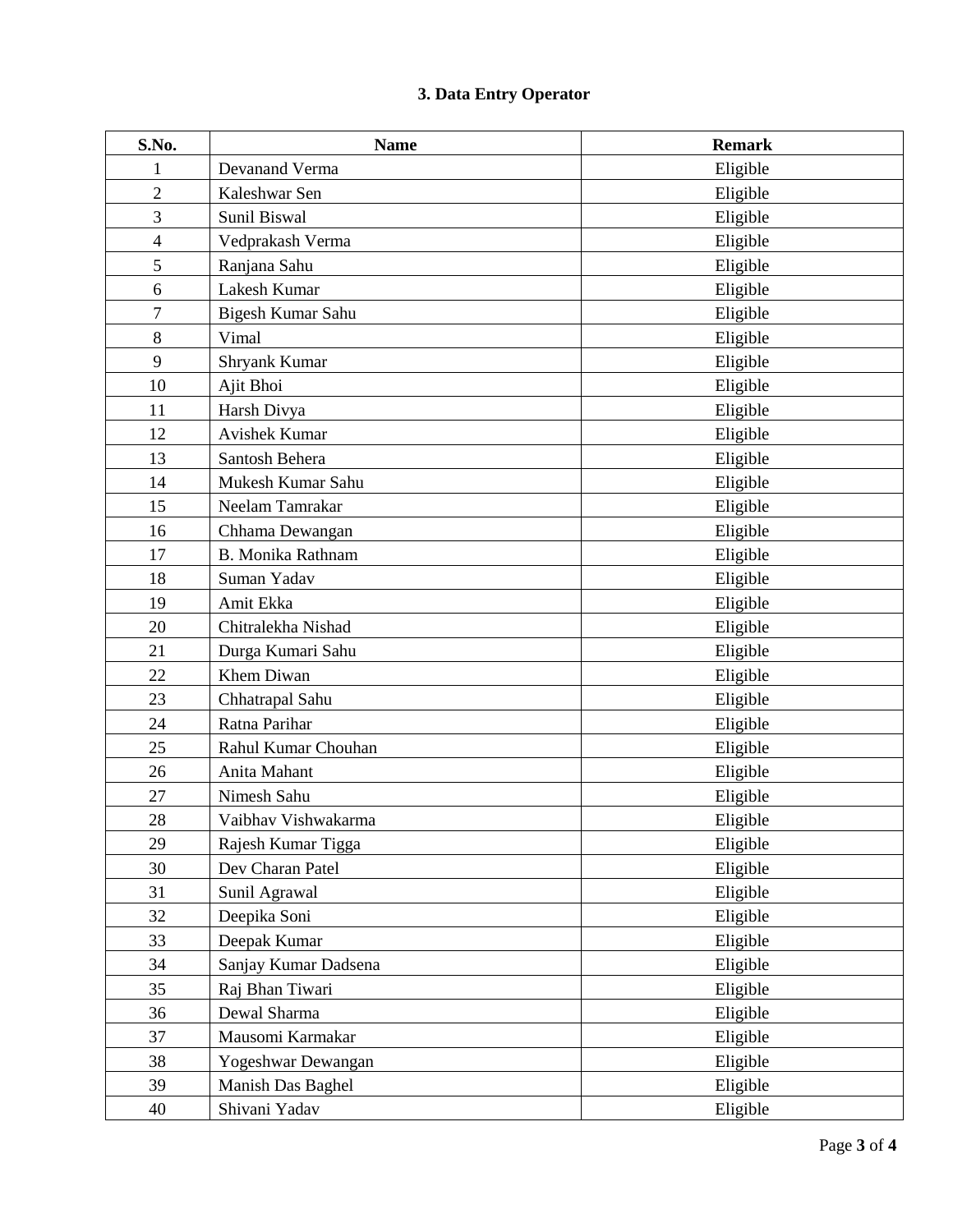### 3. Data Entry Operator

| S.No. | Name | Remark |
|---|---|---|
| 1 | Devanand Verma | Eligible |
| 2 | Kaleshwar Sen | Eligible |
| 3 | Sunil Biswal | Eligible |
| 4 | Vedprakash Verma | Eligible |
| 5 | Ranjana Sahu | Eligible |
| 6 | Lakesh Kumar | Eligible |
| 7 | Bigesh Kumar Sahu | Eligible |
| 8 | Vimal | Eligible |
| 9 | Shryank Kumar | Eligible |
| 10 | Ajit Bhoi | Eligible |
| 11 | Harsh Divya | Eligible |
| 12 | Avishek Kumar | Eligible |
| 13 | Santosh Behera | Eligible |
| 14 | Mukesh Kumar Sahu | Eligible |
| 15 | Neelam Tamrakar | Eligible |
| 16 | Chhama Dewangan | Eligible |
| 17 | B. Monika Rathnam | Eligible |
| 18 | Suman Yadav | Eligible |
| 19 | Amit Ekka | Eligible |
| 20 | Chitralekha Nishad | Eligible |
| 21 | Durga Kumari Sahu | Eligible |
| 22 | Khem Diwan | Eligible |
| 23 | Chhatrapal Sahu | Eligible |
| 24 | Ratna Parihar | Eligible |
| 25 | Rahul Kumar Chouhan | Eligible |
| 26 | Anita Mahant | Eligible |
| 27 | Nimesh Sahu | Eligible |
| 28 | Vaibhav Vishwakarma | Eligible |
| 29 | Rajesh Kumar Tigga | Eligible |
| 30 | Dev Charan Patel | Eligible |
| 31 | Sunil Agrawal | Eligible |
| 32 | Deepika Soni | Eligible |
| 33 | Deepak Kumar | Eligible |
| 34 | Sanjay Kumar Dadsena | Eligible |
| 35 | Raj Bhan Tiwari | Eligible |
| 36 | Dewal Sharma | Eligible |
| 37 | Mausomi Karmakar | Eligible |
| 38 | Yogeshwar Dewangan | Eligible |
| 39 | Manish Das Baghel | Eligible |
| 40 | Shivani Yadav | Eligible |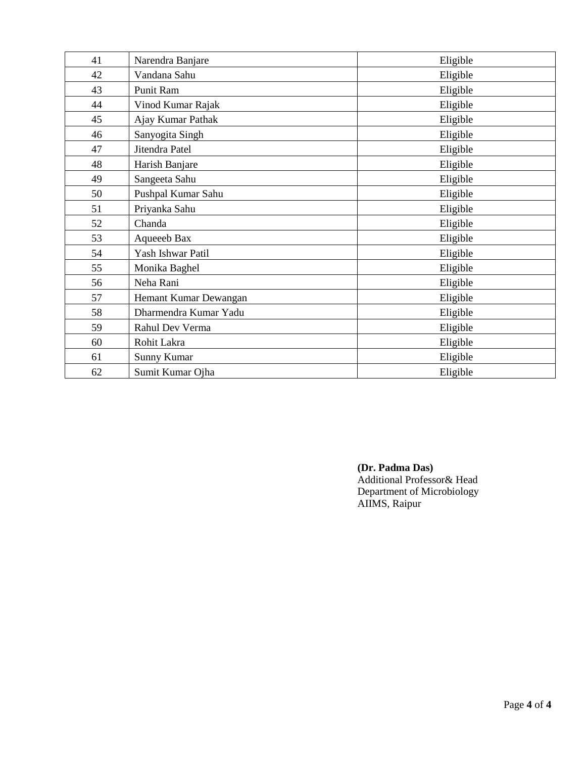| | | |
|---|---|---|
| 41 | Narendra Banjare | Eligible |
| 42 | Vandana Sahu | Eligible |
| 43 | Punit Ram | Eligible |
| 44 | Vinod Kumar Rajak | Eligible |
| 45 | Ajay Kumar Pathak | Eligible |
| 46 | Sanyogita Singh | Eligible |
| 47 | Jitendra Patel | Eligible |
| 48 | Harish Banjare | Eligible |
| 49 | Sangeeta Sahu | Eligible |
| 50 | Pushpal Kumar Sahu | Eligible |
| 51 | Priyanka Sahu | Eligible |
| 52 | Chanda | Eligible |
| 53 | Aqueeeb Bax | Eligible |
| 54 | Yash Ishwar Patil | Eligible |
| 55 | Monika Baghel | Eligible |
| 56 | Neha Rani | Eligible |
| 57 | Hemant Kumar Dewangan | Eligible |
| 58 | Dharmendra Kumar Yadu | Eligible |
| 59 | Rahul Dev Verma | Eligible |
| 60 | Rohit Lakra | Eligible |
| 61 | Sunny Kumar | Eligible |
| 62 | Sumit Kumar Ojha | Eligible |

**(Dr. Padma Das)**
Additional Professor& Head
Department of Microbiology
AIIMS, Raipur